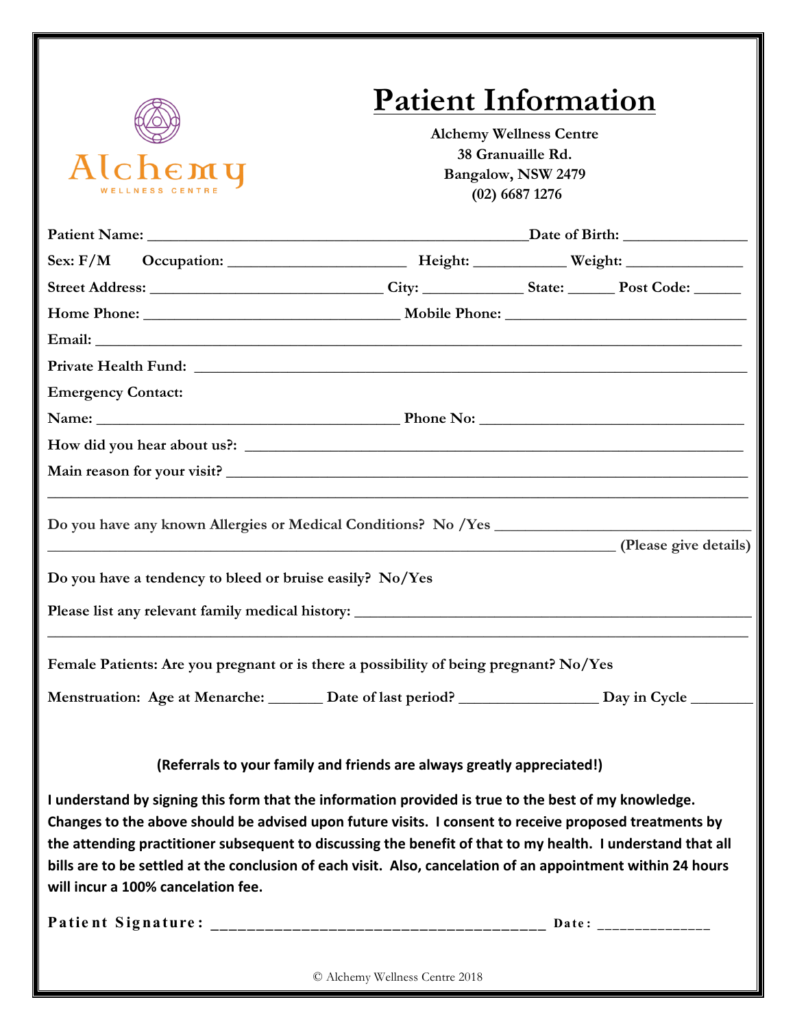# Patient Information

**Alchemy Wellness Centre**
**38 Granuaille Rd.**
**Bangalow, NSW 2479**
**(02) 6687 1276**

Alchemy
WELLNESS CENTRE

**Patient Name:** ________________________________________________**Date of Birth:** _______________

**Sex: F/M** **Occupation:** ______________________ **Height:** ___________ **Weight:** ______________

**Street Address:** _____________________________ **City:** ____________ **State:** ______ **Post Code:** ______

**Home Phone:** ________________________________ **Mobile Phone:** ______________________________

**Email:** ___________________________________________________________________________________

**Private Health Fund:** ______________________________________________________________________

**Emergency Contact:**

**Name:** ______________________________________ **Phone No:** _________________________________

**How did you hear about us?:** __________________________________________________________

**Main reason for your visit?** __________________________________________________________

_______________________________________________________________________________________

**Do you have any known Allergies or Medical Conditions? No /Yes** _______________________________

_____________________________________________________________________ **(Please give details)**

**Do you have a tendency to bleed or bruise easily? No/Yes**

**Please list any relevant family medical history:** ____________________________________________

_______________________________________________________________________________________

**Female Patients: Are you pregnant or is there a possibility of being pregnant? No/Yes**

**Menstruation: Age at Menarche:** _______ **Date of last period?** _________________ **Day in Cycle** ________

**(Referrals to your family and friends are always greatly appreciated!)**

**I understand by signing this form that the information provided is true to the best of my knowledge. Changes to the above should be advised upon future visits. I consent to receive proposed treatments by the attending practitioner subsequent to discussing the benefit of that to my health. I understand that all bills are to be settled at the conclusion of each visit. Also, cancelation of an appointment within 24 hours will incur a 100% cancelation fee.**

**Patient Signature:** _____________________________________ **Date:** ______________

© Alchemy Wellness Centre 2018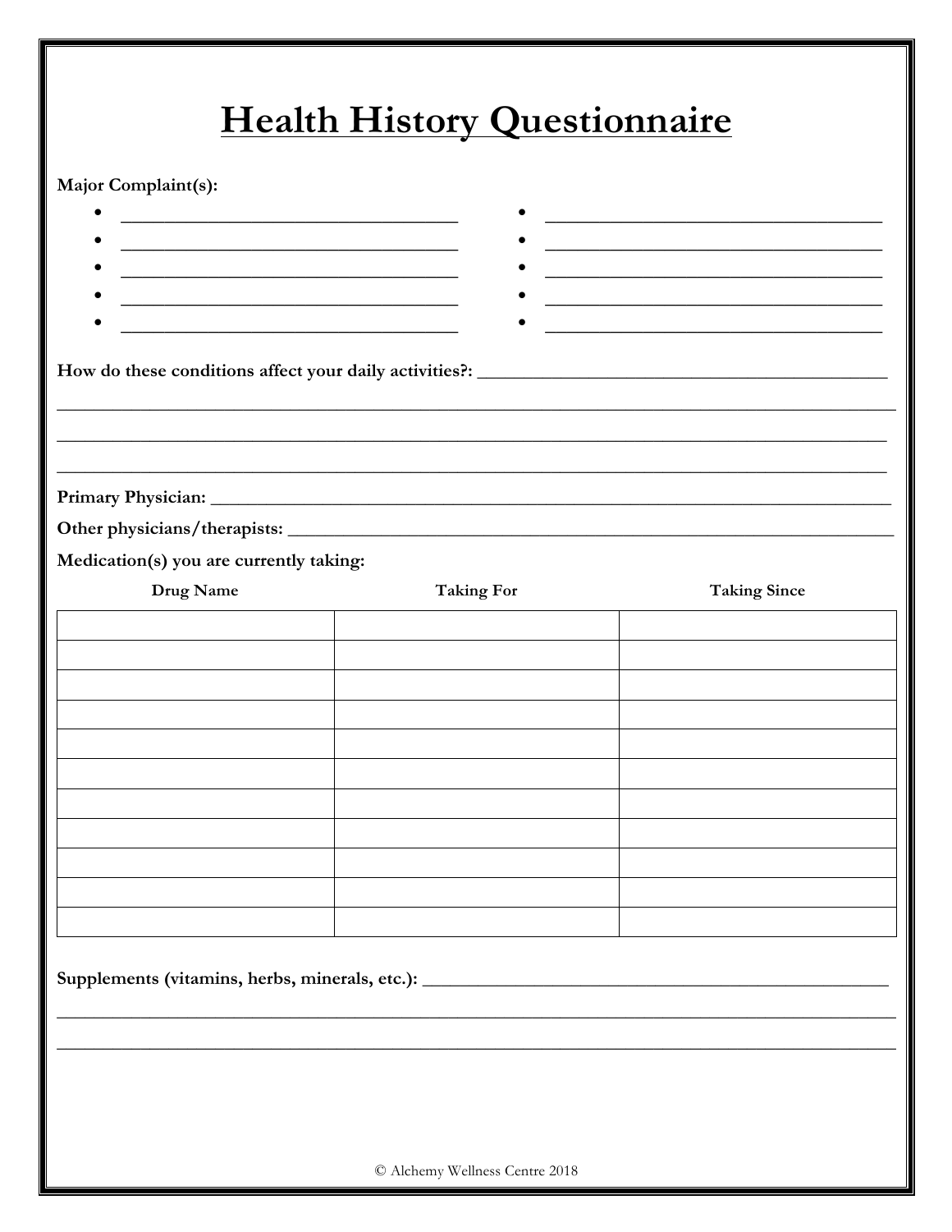# Health History Questionnaire

**Major Complaint(s):**

- ___________________________________
- ___________________________________
- ___________________________________
- ___________________________________
- ___________________________________
- ___________________________________
- ___________________________________
- ___________________________________
- ___________________________________
- ___________________________________

**How do these conditions affect your daily activities?:** ________________________________________

_______________________________________________________________________________________

_______________________________________________________________________________________

_______________________________________________________________________________________

**Primary Physician:** _____________________________________________________________________

**Other physicians/therapists:** _______________________________________________________________

**Medication(s) you are currently taking:**

| Drug Name | Taking For | Taking Since |
|---|---|---|
| | | |
| | | |
| | | |
| | | |
| | | |
| | | |
| | | |
| | | |
| | | |
| | | |
| | | |

**Supplements (vitamins, herbs, minerals, etc.):** ____________________________________________

_______________________________________________________________________________________

_______________________________________________________________________________________

© Alchemy Wellness Centre 2018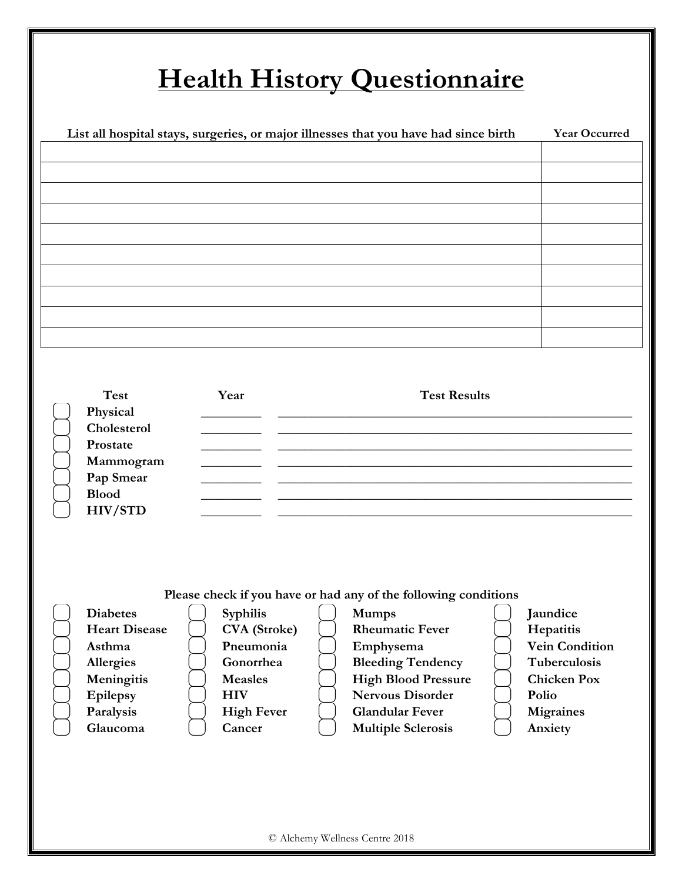# Health History Questionnaire

| List all hospital stays, surgeries, or major illnesses that you have had since birth | Year Occurred |
|---|---|
| | |
| | |
| | |
| | |
| | |
| | |
| | |
| | |
| | |
| | |

| | Test | Year | Test Results |
|---|---|---|---|
| ☐ | **Physical** | ________ | ________________________________________________ |
| ☐ | **Cholesterol** | ________ | ________________________________________________ |
| ☐ | **Prostate** | ________ | ________________________________________________ |
| ☐ | **Mammogram** | ________ | ________________________________________________ |
| ☐ | **Pap Smear** | ________ | ________________________________________________ |
| ☐ | **Blood** | ________ | ________________________________________________ |
| ☐ | **HIV/STD** | ________ | ________________________________________________ |

**Please check if you have or had any of the following conditions**

| | | | |
|---|---|---|---|
| ☐ **Diabetes** | ☐ **Syphilis** | ☐ **Mumps** | ☐ **Jaundice** |
| ☐ **Heart Disease** | ☐ **CVA (Stroke)** | ☐ **Rheumatic Fever** | ☐ **Hepatitis** |
| ☐ **Asthma** | ☐ **Pneumonia** | ☐ **Emphysema** | ☐ **Vein Condition** |
| ☐ **Allergies** | ☐ **Gonorrhea** | ☐ **Bleeding Tendency** | ☐ **Tuberculosis** |
| ☐ **Meningitis** | ☐ **Measles** | ☐ **High Blood Pressure** | ☐ **Chicken Pox** |
| ☐ **Epilepsy** | ☐ **HIV** | ☐ **Nervous Disorder** | ☐ **Polio** |
| ☐ **Paralysis** | ☐ **High Fever** | ☐ **Glandular Fever** | ☐ **Migraines** |
| ☐ **Glaucoma** | ☐ **Cancer** | ☐ **Multiple Sclerosis** | ☐ **Anxiety** |

© Alchemy Wellness Centre 2018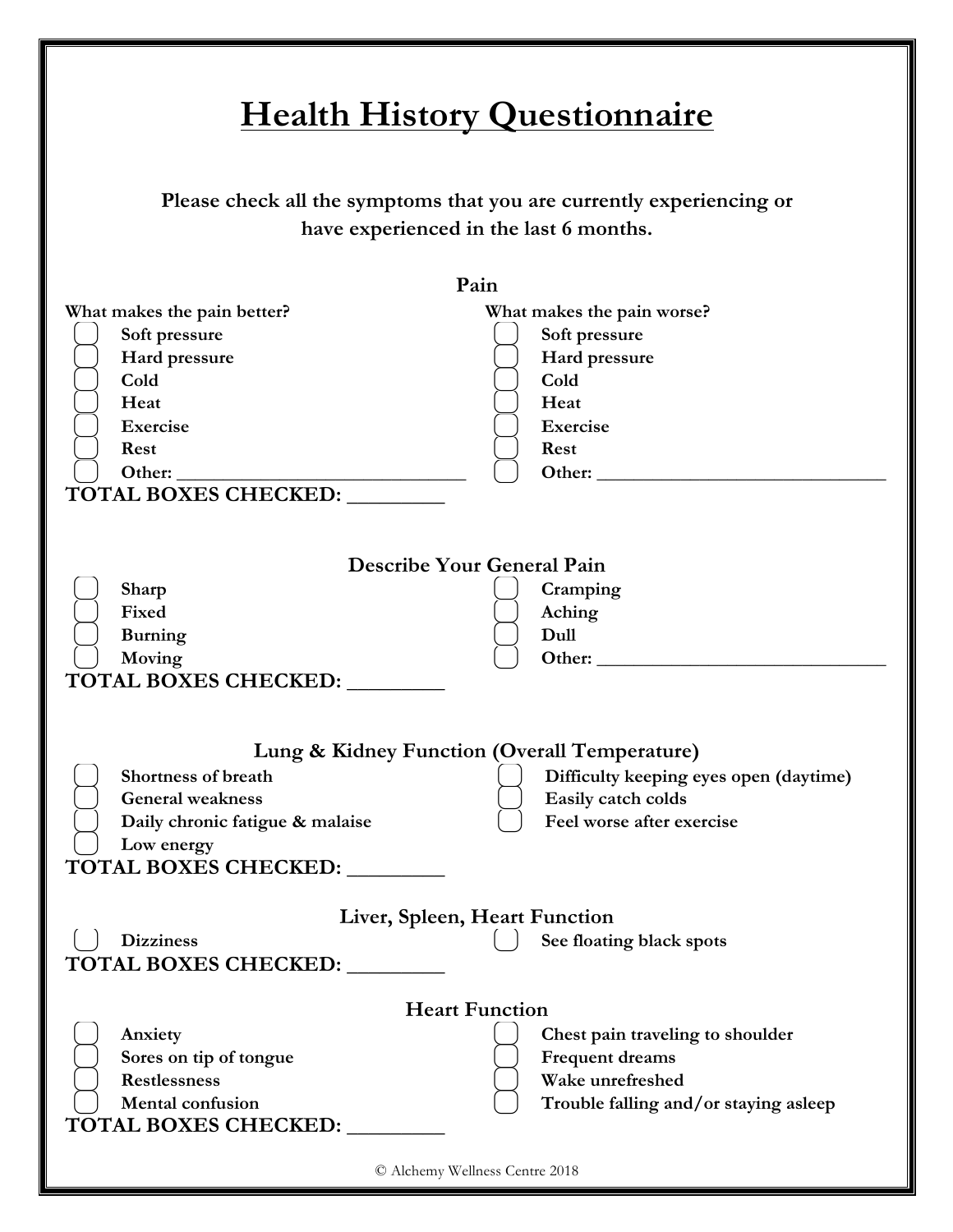# Health History Questionnaire

**Please check all the symptoms that you are currently experiencing or have experienced in the last 6 months.**

### Pain

**What makes the pain better?**

- [ ] Soft pressure
- [ ] Hard pressure
- [ ] Cold
- [ ] Heat
- [ ] Exercise
- [ ] Rest
- [ ] Other: ______________________________

**What makes the pain worse?**

- [ ] Soft pressure
- [ ] Hard pressure
- [ ] Cold
- [ ] Heat
- [ ] Exercise
- [ ] Rest
- [ ] Other: ______________________________

**TOTAL BOXES CHECKED: _________**

### Describe Your General Pain

- [ ] Sharp
- [ ] Fixed
- [ ] Burning
- [ ] Moving
- [ ] Cramping
- [ ] Aching
- [ ] Dull
- [ ] Other: ______________________________

**TOTAL BOXES CHECKED: _________**

### Lung & Kidney Function (Overall Temperature)

- [ ] Shortness of breath
- [ ] General weakness
- [ ] Daily chronic fatigue & malaise
- [ ] Low energy
- [ ] Difficulty keeping eyes open (daytime)
- [ ] Easily catch colds
- [ ] Feel worse after exercise

**TOTAL BOXES CHECKED: _________**

### Liver, Spleen, Heart Function

- [ ] Dizziness
- [ ] See floating black spots

**TOTAL BOXES CHECKED: _________**

### Heart Function

- [ ] Anxiety
- [ ] Sores on tip of tongue
- [ ] Restlessness
- [ ] Mental confusion
- [ ] Chest pain traveling to shoulder
- [ ] Frequent dreams
- [ ] Wake unrefreshed
- [ ] Trouble falling and/or staying asleep

**TOTAL BOXES CHECKED: _________**

© Alchemy Wellness Centre 2018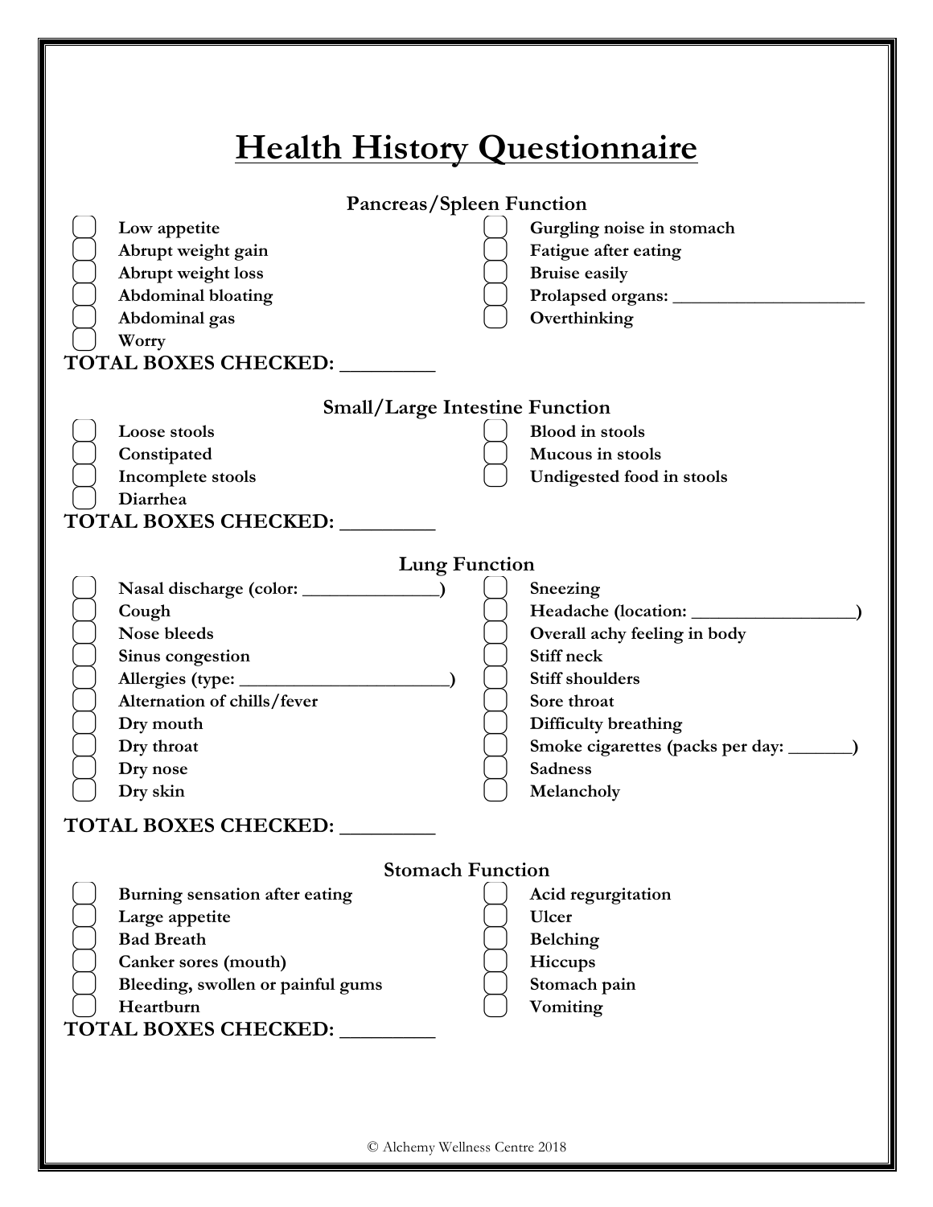# Health History Questionnaire

### Pancreas/Spleen Function

- [ ] Low appetite
- [ ] Abrupt weight gain
- [ ] Abrupt weight loss
- [ ] Abdominal bloating
- [ ] Abdominal gas
- [ ] Worry
- [ ] Gurgling noise in stomach
- [ ] Fatigue after eating
- [ ] Bruise easily
- [ ] Prolapsed organs: ____________________
- [ ] Overthinking

**TOTAL BOXES CHECKED: _________**

### Small/Large Intestine Function

- [ ] Loose stools
- [ ] Constipated
- [ ] Incomplete stools
- [ ] Diarrhea
- [ ] Blood in stools
- [ ] Mucous in stools
- [ ] Undigested food in stools

**TOTAL BOXES CHECKED: _________**

### Lung Function

- [ ] Nasal discharge (color: ______________)
- [ ] Cough
- [ ] Nose bleeds
- [ ] Sinus congestion
- [ ] Allergies (type: ______________________)
- [ ] Alternation of chills/fever
- [ ] Dry mouth
- [ ] Dry throat
- [ ] Dry nose
- [ ] Dry skin
- [ ] Sneezing
- [ ] Headache (location: _________________)
- [ ] Overall achy feeling in body
- [ ] Stiff neck
- [ ] Stiff shoulders
- [ ] Sore throat
- [ ] Difficulty breathing
- [ ] Smoke cigarettes (packs per day: _______)
- [ ] Sadness
- [ ] Melancholy

**TOTAL BOXES CHECKED: _________**

### Stomach Function

- [ ] Burning sensation after eating
- [ ] Large appetite
- [ ] Bad Breath
- [ ] Canker sores (mouth)
- [ ] Bleeding, swollen or painful gums
- [ ] Heartburn
- [ ] Acid regurgitation
- [ ] Ulcer
- [ ] Belching
- [ ] Hiccups
- [ ] Stomach pain
- [ ] Vomiting

**TOTAL BOXES CHECKED: _________**

© Alchemy Wellness Centre 2018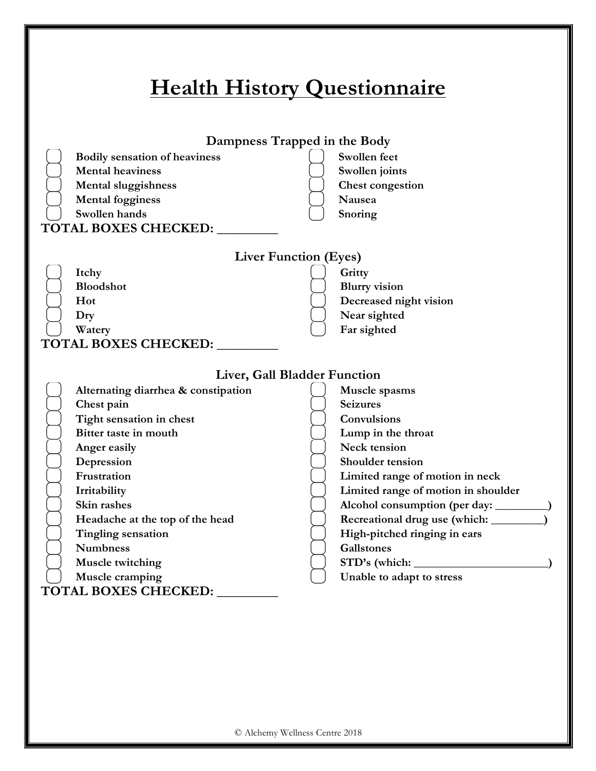# Health History Questionnaire

### Dampness Trapped in the Body

- ☐ Bodily sensation of heaviness
- ☐ Mental heaviness
- ☐ Mental sluggishness
- ☐ Mental fogginess
- ☐ Swollen hands
- ☐ Swollen feet
- ☐ Swollen joints
- ☐ Chest congestion
- ☐ Nausea
- ☐ Snoring

**TOTAL BOXES CHECKED: _________**

### Liver Function (Eyes)

- ☐ Itchy
- ☐ Bloodshot
- ☐ Hot
- ☐ Dry
- ☐ Watery
- ☐ Gritty
- ☐ Blurry vision
- ☐ Decreased night vision
- ☐ Near sighted
- ☐ Far sighted

**TOTAL BOXES CHECKED: _________**

### Liver, Gall Bladder Function

- ☐ Alternating diarrhea & constipation
- ☐ Chest pain
- ☐ Tight sensation in chest
- ☐ Bitter taste in mouth
- ☐ Anger easily
- ☐ Depression
- ☐ Frustration
- ☐ Irritability
- ☐ Skin rashes
- ☐ Headache at the top of the head
- ☐ Tingling sensation
- ☐ Numbness
- ☐ Muscle twitching
- ☐ Muscle cramping
- ☐ Muscle spasms
- ☐ Seizures
- ☐ Convulsions
- ☐ Lump in the throat
- ☐ Neck tension
- ☐ Shoulder tension
- ☐ Limited range of motion in neck
- ☐ Limited range of motion in shoulder
- ☐ Alcohol consumption (per day: _________)
- ☐ Recreational drug use (which: _________)
- ☐ High-pitched ringing in ears
- ☐ Gallstones
- ☐ STD's (which: ______________________)
- ☐ Unable to adapt to stress

**TOTAL BOXES CHECKED: _________**

© Alchemy Wellness Centre 2018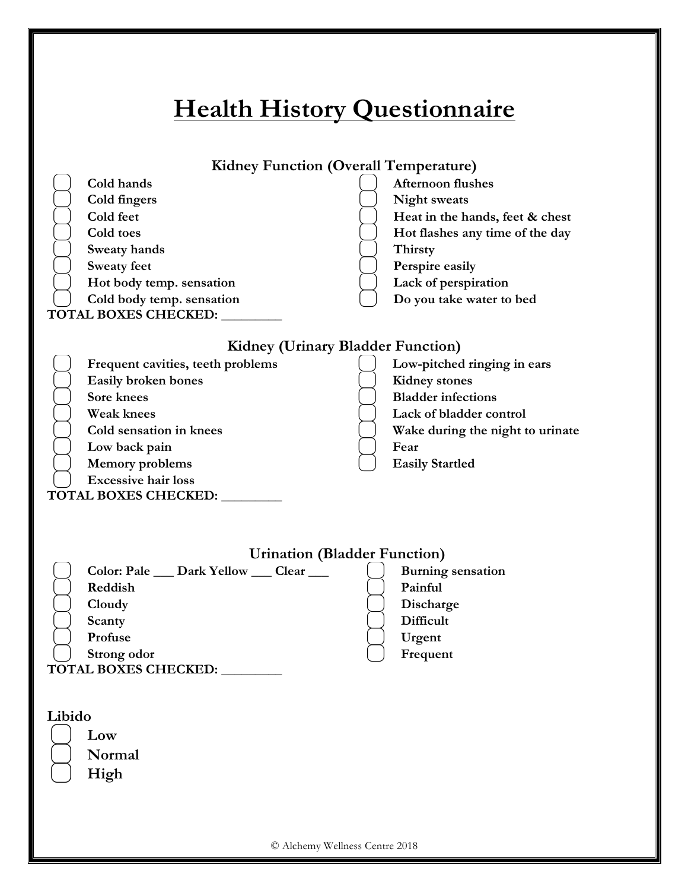# Health History Questionnaire

## Kidney Function (Overall Temperature)

- [ ] Cold hands
- [ ] Cold fingers
- [ ] Cold feet
- [ ] Cold toes
- [ ] Sweaty hands
- [ ] Sweaty feet
- [ ] Hot body temp. sensation
- [ ] Cold body temp. sensation
- [ ] Afternoon flushes
- [ ] Night sweats
- [ ] Heat in the hands, feet & chest
- [ ] Hot flashes any time of the day
- [ ] Thirsty
- [ ] Perspire easily
- [ ] Lack of perspiration
- [ ] Do you take water to bed

**TOTAL BOXES CHECKED: _________**

## Kidney (Urinary Bladder Function)

- [ ] Frequent cavities, teeth problems
- [ ] Easily broken bones
- [ ] Sore knees
- [ ] Weak knees
- [ ] Cold sensation in knees
- [ ] Low back pain
- [ ] Memory problems
- [ ] Excessive hair loss
- [ ] Low-pitched ringing in ears
- [ ] Kidney stones
- [ ] Bladder infections
- [ ] Lack of bladder control
- [ ] Wake during the night to urinate
- [ ] Fear
- [ ] Easily Startled

**TOTAL BOXES CHECKED: _________**

## Urination (Bladder Function)

- [ ] Color: Pale ___ Dark Yellow ___ Clear ___
- [ ] Reddish
- [ ] Cloudy
- [ ] Scanty
- [ ] Profuse
- [ ] Strong odor
- [ ] Burning sensation
- [ ] Painful
- [ ] Discharge
- [ ] Difficult
- [ ] Urgent
- [ ] Frequent

**TOTAL BOXES CHECKED: _________**

## Libido

- [ ] Low
- [ ] Normal
- [ ] High

© Alchemy Wellness Centre 2018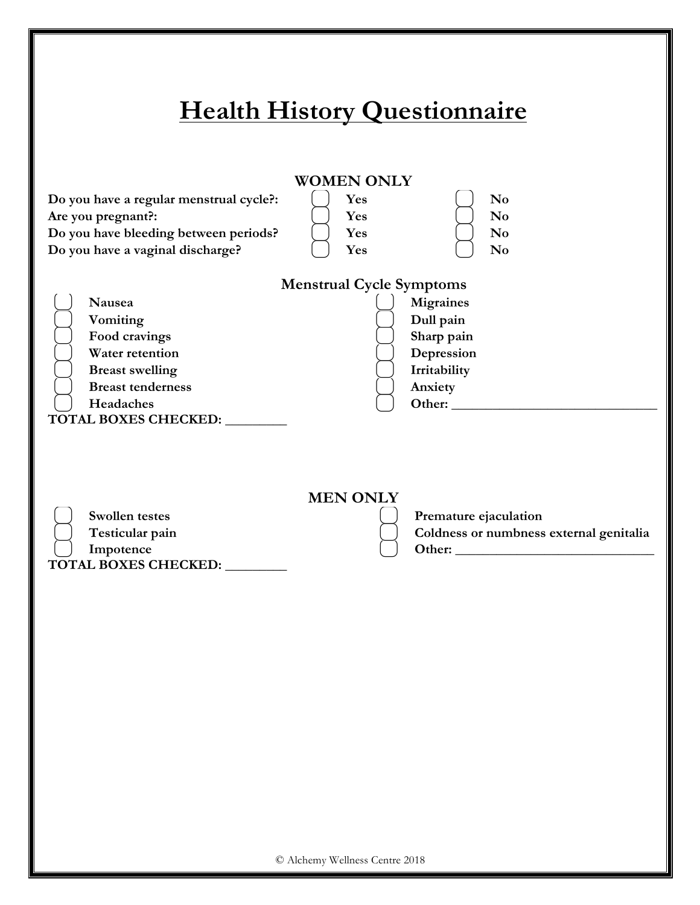# Health History Questionnaire

## WOMEN ONLY

| | | |
|---|---|---|
| **Do you have a regular menstrual cycle?:** | ☐ **Yes** | ☐ **No** |
| **Are you pregnant?:** | ☐ **Yes** | ☐ **No** |
| **Do you have bleeding between periods?** | ☐ **Yes** | ☐ **No** |
| **Do you have a vaginal discharge?** | ☐ **Yes** | ☐ **No** |

### Menstrual Cycle Symptoms

- ☐ **Nausea**
- ☐ **Vomiting**
- ☐ **Food cravings**
- ☐ **Water retention**
- ☐ **Breast swelling**
- ☐ **Breast tenderness**
- ☐ **Headaches**
- ☐ **Migraines**
- ☐ **Dull pain**
- ☐ **Sharp pain**
- ☐ **Depression**
- ☐ **Irritability**
- ☐ **Anxiety**
- ☐ **Other: ______________________________**

**TOTAL BOXES CHECKED: _________**

## MEN ONLY

- ☐ **Swollen testes**
- ☐ **Testicular pain**
- ☐ **Impotence**
- ☐ **Premature ejaculation**
- ☐ **Coldness or numbness external genitalia**
- ☐ **Other: ______________________________**

**TOTAL BOXES CHECKED: _________**

© Alchemy Wellness Centre 2018